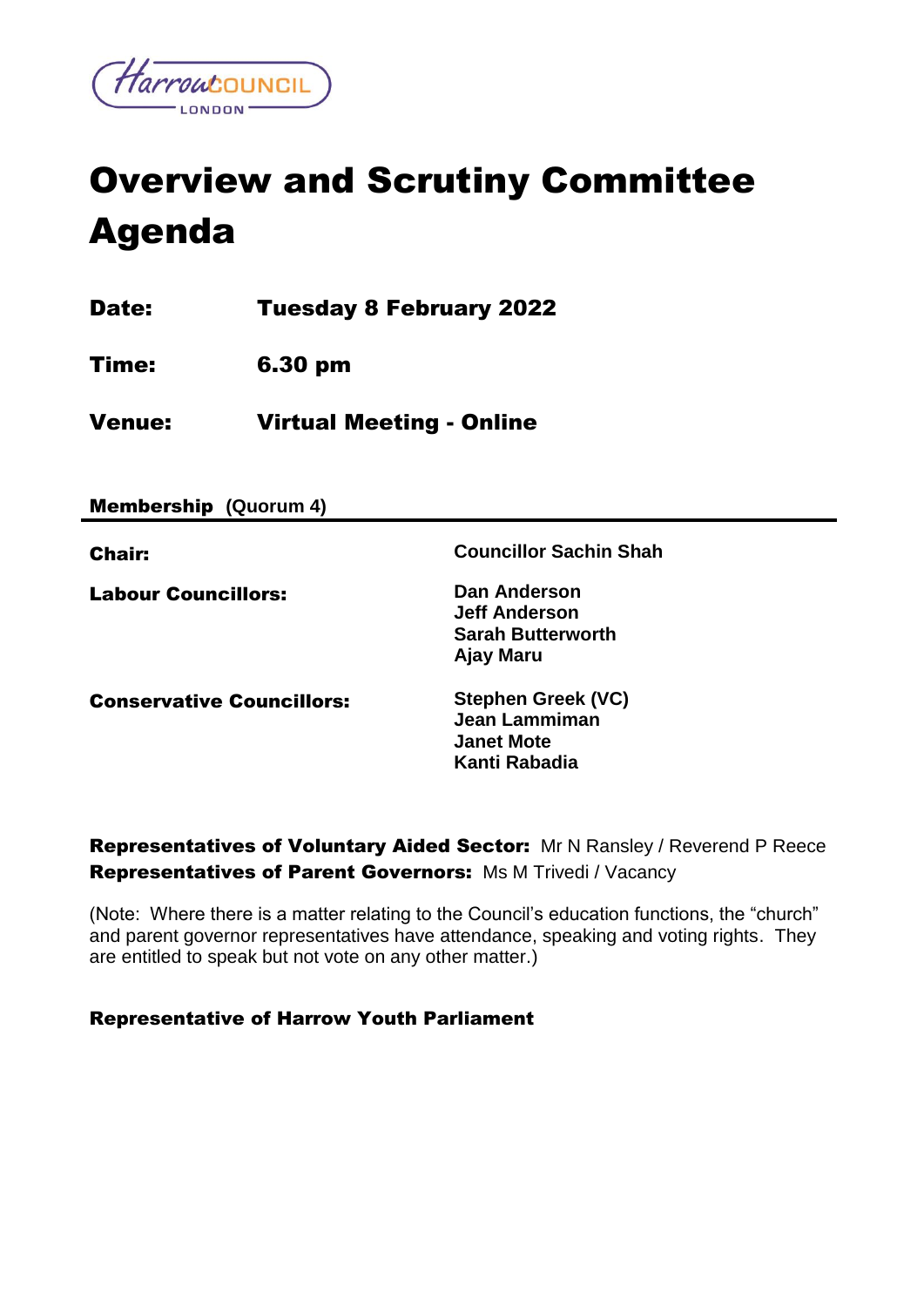# Overview and Scrutiny Committee Agenda

**Date:** **Tuesday 8 February 2022**

**Time:** **6.30 pm**

**Venue:** **Virtual Meeting - Online**

## Membership (Quorum 4)

| | |
|---|---|
| **Chair:** | **Councillor Sachin Shah** |
| **Labour Councillors:** | **Dan Anderson**<br>**Jeff Anderson**<br>**Sarah Butterworth**<br>**Ajay Maru** |
| **Conservative Councillors:** | **Stephen Greek (VC)**<br>**Jean Lammiman**<br>**Janet Mote**<br>**Kanti Rabadia** |

**Representatives of Voluntary Aided Sector:** Mr N Ransley / Reverend P Reece
**Representatives of Parent Governors:** Ms M Trivedi / Vacancy

(Note: Where there is a matter relating to the Council's education functions, the "church" and parent governor representatives have attendance, speaking and voting rights. They are entitled to speak but not vote on any other matter.)

**Representative of Harrow Youth Parliament**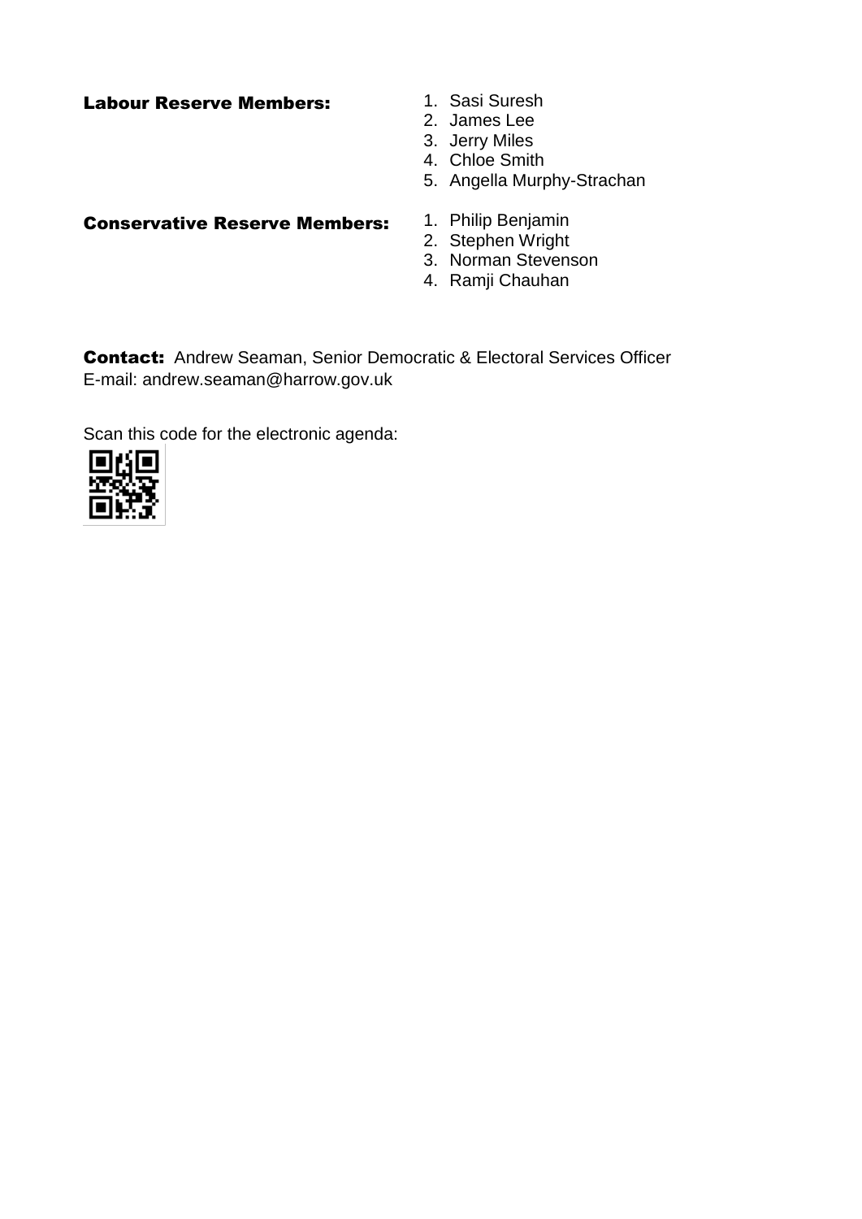**Labour Reserve Members:**

1. Sasi Suresh
2. James Lee
3. Jerry Miles
4. Chloe Smith
5. Angella Murphy-Strachan

**Conservative Reserve Members:**

1. Philip Benjamin
2. Stephen Wright
3. Norman Stevenson
4. Ramji Chauhan

**Contact:** Andrew Seaman, Senior Democratic & Electoral Services Officer
E-mail: andrew.seaman@harrow.gov.uk

Scan this code for the electronic agenda: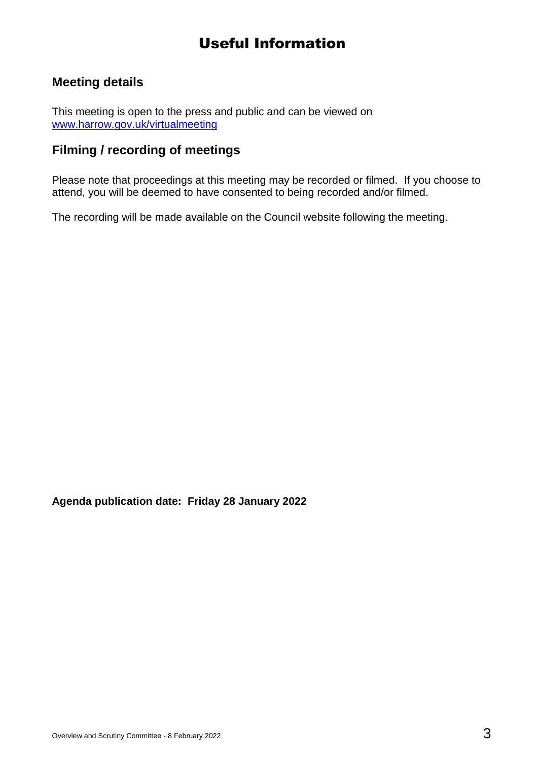# Useful Information

## Meeting details

This meeting is open to the press and public and can be viewed on [www.harrow.gov.uk/virtualmeeting](http://www.harrow.gov.uk/virtualmeeting)

## Filming / recording of meetings

Please note that proceedings at this meeting may be recorded or filmed. If you choose to attend, you will be deemed to have consented to being recorded and/or filmed.

The recording will be made available on the Council website following the meeting.

**Agenda publication date: Friday 28 January 2022**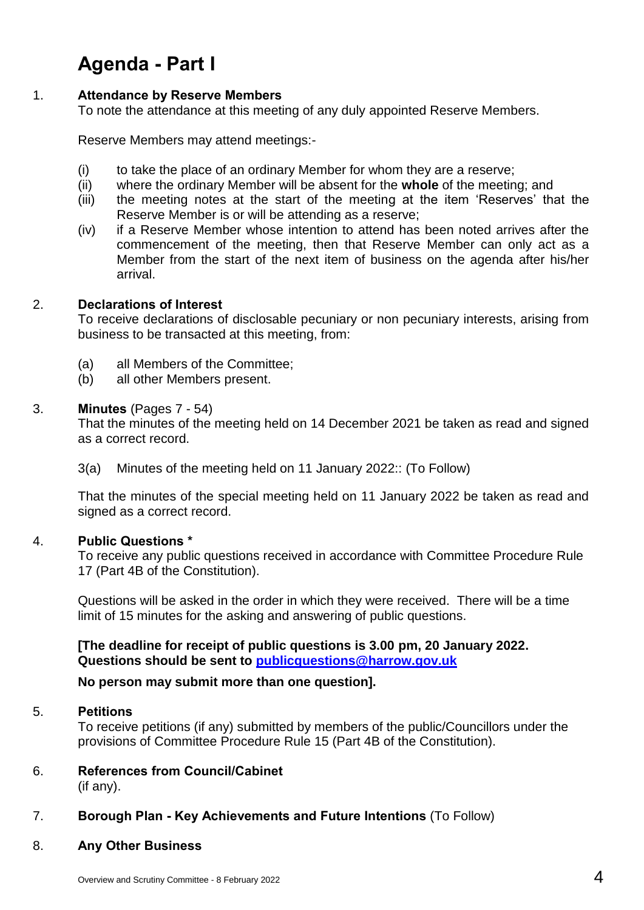# Agenda - Part I

1. **Attendance by Reserve Members**

   To note the attendance at this meeting of any duly appointed Reserve Members.

   Reserve Members may attend meetings:-

   (i) to take the place of an ordinary Member for whom they are a reserve;
   (ii) where the ordinary Member will be absent for the **whole** of the meeting; and
   (iii) the meeting notes at the start of the meeting at the item 'Reserves' that the Reserve Member is or will be attending as a reserve;
   (iv) if a Reserve Member whose intention to attend has been noted arrives after the commencement of the meeting, then that Reserve Member can only act as a Member from the start of the next item of business on the agenda after his/her arrival.

2. **Declarations of Interest**

   To receive declarations of disclosable pecuniary or non pecuniary interests, arising from business to be transacted at this meeting, from:

   (a) all Members of the Committee;
   (b) all other Members present.

3. **Minutes** (Pages 7 - 54)

   That the minutes of the meeting held on 14 December 2021 be taken as read and signed as a correct record.

   3(a) Minutes of the meeting held on 11 January 2022:: (To Follow)

   That the minutes of the special meeting held on 11 January 2022 be taken as read and signed as a correct record.

4. **Public Questions ***

   To receive any public questions received in accordance with Committee Procedure Rule 17 (Part 4B of the Constitution).

   Questions will be asked in the order in which they were received. There will be a time limit of 15 minutes for the asking and answering of public questions.

   **[The deadline for receipt of public questions is 3.00 pm, 20 January 2022. Questions should be sent to publicquestions@harrow.gov.uk**

   **No person may submit more than one question].**

5. **Petitions**

   To receive petitions (if any) submitted by members of the public/Councillors under the provisions of Committee Procedure Rule 15 (Part 4B of the Constitution).

6. **References from Council/Cabinet**

   (if any).

7. **Borough Plan - Key Achievements and Future Intentions** (To Follow)

8. **Any Other Business**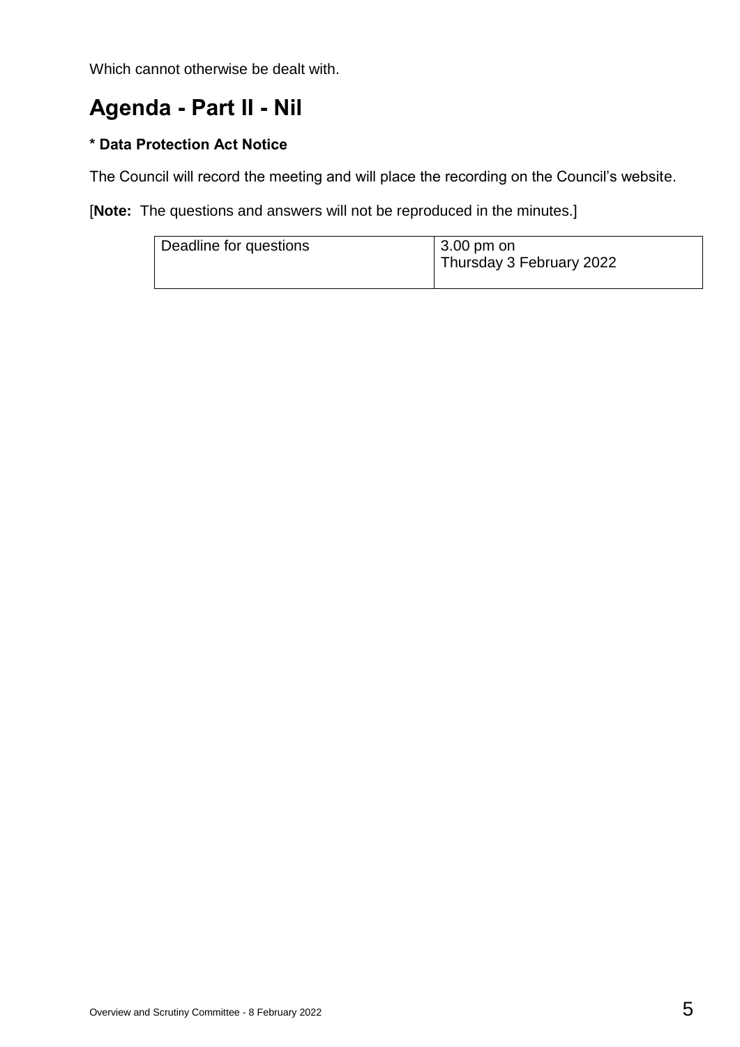Which cannot otherwise be dealt with.

# Agenda - Part II - Nil

**\* Data Protection Act Notice**

The Council will record the meeting and will place the recording on the Council's website.

[**Note:** The questions and answers will not be reproduced in the minutes.]

| | |
|---|---|
| Deadline for questions | 3.00 pm on Thursday 3 February 2022 |